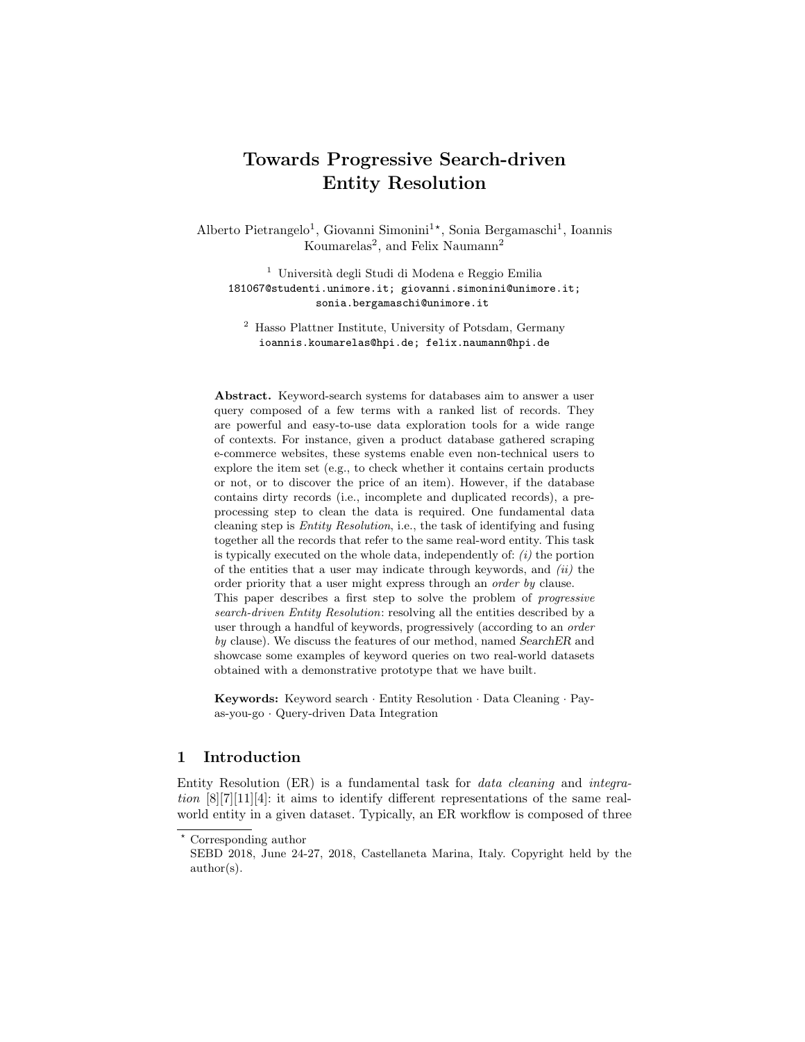# Towards Progressive Search-driven Entity Resolution

Alberto Pietrangelo[1], Giovanni Simonini[1]*, Sonia Bergamaschi[1], Ioannis Koumarelas[2], and Felix Naumann[2]

[1] Università degli Studi di Modena e Reggio Emilia
181067@studenti.unimore.it; giovanni.simonini@unimore.it; sonia.bergamaschi@unimore.it

[2] Hasso Plattner Institute, University of Potsdam, Germany
ioannis.koumarelas@hpi.de; felix.naumann@hpi.de

**Abstract.** Keyword-search systems for databases aim to answer a user query composed of a few terms with a ranked list of records. They are powerful and easy-to-use data exploration tools for a wide range of contexts. For instance, given a product database gathered scraping e-commerce websites, these systems enable even non-technical users to explore the item set (e.g., to check whether it contains certain products or not, or to discover the price of an item). However, if the database contains dirty records (i.e., incomplete and duplicated records), a pre-processing step to clean the data is required. One fundamental data cleaning step is *Entity Resolution*, i.e., the task of identifying and fusing together all the records that refer to the same real-word entity. This task is typically executed on the whole data, independently of: *(i)* the portion of the entities that a user may indicate through keywords, and *(ii)* the order priority that a user might express through an *order by* clause.
This paper describes a first step to solve the problem of *progressive search-driven Entity Resolution*: resolving all the entities described by a user through a handful of keywords, progressively (according to an *order by* clause). We discuss the features of our method, named *SearchER* and showcase some examples of keyword queries on two real-world datasets obtained with a demonstrative prototype that we have built.

**Keywords:** Keyword search · Entity Resolution · Data Cleaning · Pay-as-you-go · Query-driven Data Integration

## 1 Introduction

Entity Resolution (ER) is a fundamental task for *data cleaning* and *integration* [8][7][11][4]: it aims to identify different representations of the same real-world entity in a given dataset. Typically, an ER workflow is composed of three

---

* Corresponding author
SEBD 2018, June 24-27, 2018, Castellaneta Marina, Italy. Copyright held by the author(s).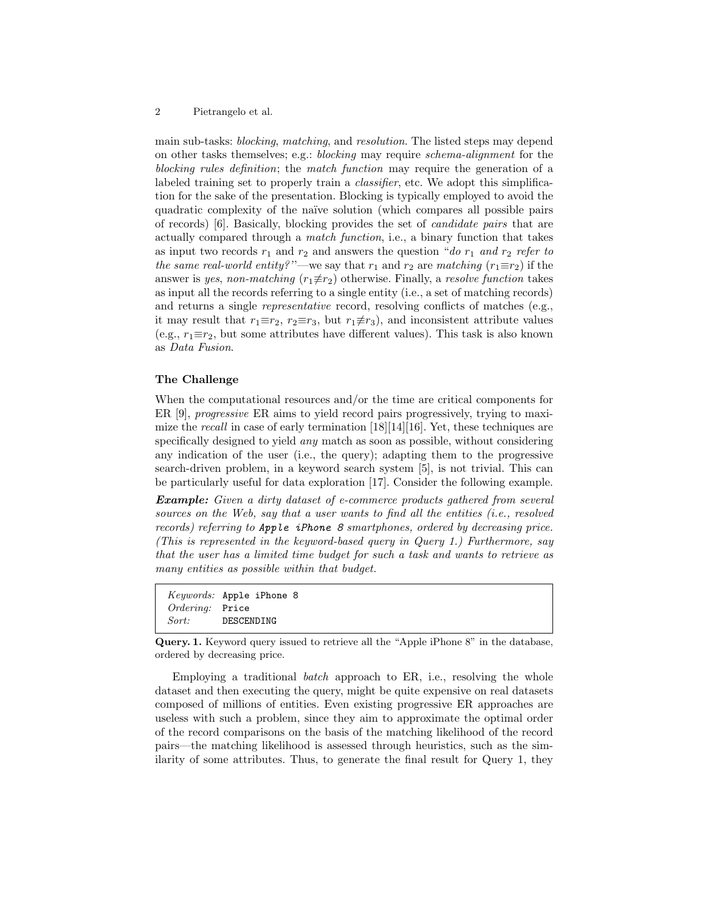main sub-tasks: *blocking*, *matching*, and *resolution*. The listed steps may depend on other tasks themselves; e.g.: *blocking* may require *schema-alignment* for the *blocking rules definition*; the *match function* may require the generation of a labeled training set to properly train a *classifier*, etc. We adopt this simplification for the sake of the presentation. Blocking is typically employed to avoid the quadratic complexity of the naïve solution (which compares all possible pairs of records) [6]. Basically, blocking provides the set of *candidate pairs* that are actually compared through a *match function*, i.e., a binary function that takes as input two records $r_1$ and $r_2$ and answers the question "*do $r_1$ and $r_2$ refer to the same real-world entity?*"—we say that $r_1$ and $r_2$ are *matching* ($r_1 \equiv r_2$) if the answer is *yes*, *non-matching* ($r_1 \not\equiv r_2$) otherwise. Finally, a *resolve function* takes as input all the records referring to a single entity (i.e., a set of matching records) and returns a single *representative* record, resolving conflicts of matches (e.g., it may result that $r_1 \equiv r_2$, $r_2 \equiv r_3$, but $r_1 \not\equiv r_3$), and inconsistent attribute values (e.g., $r_1 \equiv r_2$, but some attributes have different values). This task is also known as *Data Fusion*.

**The Challenge**

When the computational resources and/or the time are critical components for ER [9], *progressive* ER aims to yield record pairs progressively, trying to maximize the *recall* in case of early termination [18][14][16]. Yet, these techniques are specifically designed to yield *any* match as soon as possible, without considering any indication of the user (i.e., the query); adapting them to the progressive search-driven problem, in a keyword search system [5], is not trivial. This can be particularly useful for data exploration [17]. Consider the following example.

***Example:*** *Given a dirty dataset of e-commerce products gathered from several sources on the Web, say that a user wants to find all the entities (i.e., resolved records) referring to* `Apple iPhone 8` *smartphones, ordered by decreasing price. (This is represented in the keyword-based query in Query 1.) Furthermore, say that the user has a limited time budget for such a task and wants to retrieve as many entities as possible within that budget.*

```
Keywords: Apple iPhone 8
Ordering: Price
Sort:     DESCENDING
```

**Query. 1.** Keyword query issued to retrieve all the "Apple iPhone 8" in the database, ordered by decreasing price.

Employing a traditional *batch* approach to ER, i.e., resolving the whole dataset and then executing the query, might be quite expensive on real datasets composed of millions of entities. Even existing progressive ER approaches are useless with such a problem, since they aim to approximate the optimal order of the record comparisons on the basis of the matching likelihood of the record pairs—the matching likelihood is assessed through heuristics, such as the similarity of some attributes. Thus, to generate the final result for Query 1, they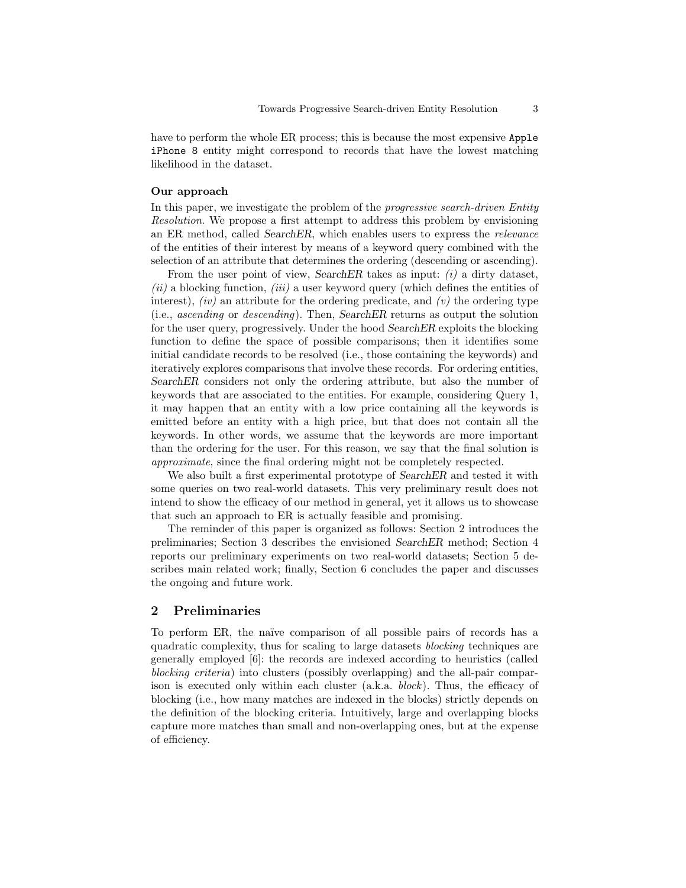have to perform the whole ER process; this is because the most expensive `Apple iPhone 8` entity might correspond to records that have the lowest matching likelihood in the dataset.

**Our approach**

In this paper, we investigate the problem of the *progressive search-driven Entity Resolution*. We propose a first attempt to address this problem by envisioning an ER method, called *SearchER*, which enables users to express the *relevance* of the entities of their interest by means of a keyword query combined with the selection of an attribute that determines the ordering (descending or ascending).

From the user point of view, *SearchER* takes as input: *(i)* a dirty dataset, *(ii)* a blocking function, *(iii)* a user keyword query (which defines the entities of interest), *(iv)* an attribute for the ordering predicate, and *(v)* the ordering type (i.e., *ascending* or *descending*). Then, *SearchER* returns as output the solution for the user query, progressively. Under the hood *SearchER* exploits the blocking function to define the space of possible comparisons; then it identifies some initial candidate records to be resolved (i.e., those containing the keywords) and iteratively explores comparisons that involve these records. For ordering entities, *SearchER* considers not only the ordering attribute, but also the number of keywords that are associated to the entities. For example, considering Query 1, it may happen that an entity with a low price containing all the keywords is emitted before an entity with a high price, but that does not contain all the keywords. In other words, we assume that the keywords are more important than the ordering for the user. For this reason, we say that the final solution is *approximate*, since the final ordering might not be completely respected.

We also built a first experimental prototype of *SearchER* and tested it with some queries on two real-world datasets. This very preliminary result does not intend to show the efficacy of our method in general, yet it allows us to showcase that such an approach to ER is actually feasible and promising.

The reminder of this paper is organized as follows: Section 2 introduces the preliminaries; Section 3 describes the envisioned *SearchER* method; Section 4 reports our preliminary experiments on two real-world datasets; Section 5 describes main related work; finally, Section 6 concludes the paper and discusses the ongoing and future work.

## 2 Preliminaries

To perform ER, the naïve comparison of all possible pairs of records has a quadratic complexity, thus for scaling to large datasets *blocking* techniques are generally employed [6]: the records are indexed according to heuristics (called *blocking criteria*) into clusters (possibly overlapping) and the all-pair comparison is executed only within each cluster (a.k.a. *block*). Thus, the efficacy of blocking (i.e., how many matches are indexed in the blocks) strictly depends on the definition of the blocking criteria. Intuitively, large and overlapping blocks capture more matches than small and non-overlapping ones, but at the expense of efficiency.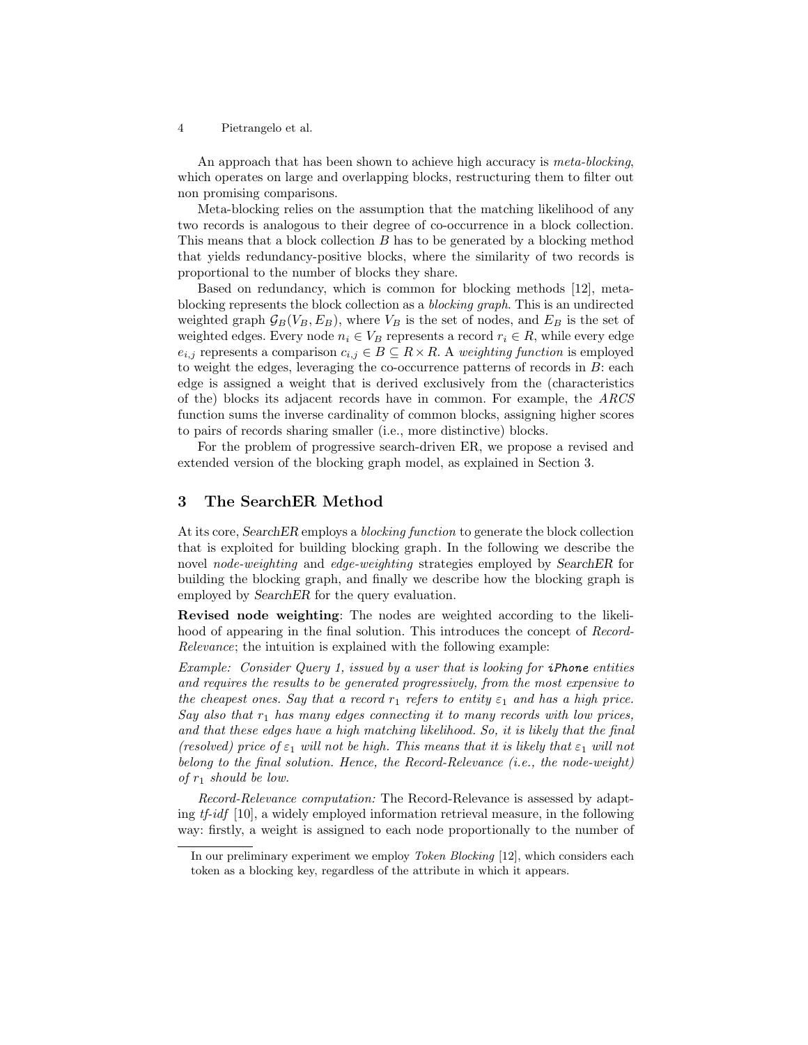An approach that has been shown to achieve high accuracy is *meta-blocking*, which operates on large and overlapping blocks, restructuring them to filter out non promising comparisons.

Meta-blocking relies on the assumption that the matching likelihood of any two records is analogous to their degree of co-occurrence in a block collection. This means that a block collection $B$ has to be generated by a blocking method that yields redundancy-positive blocks, where the similarity of two records is proportional to the number of blocks they share.

Based on redundancy, which is common for blocking methods [12], meta-blocking represents the block collection as a *blocking graph*. This is an undirected weighted graph $\mathcal{G}_B(V_B, E_B)$, where $V_B$ is the set of nodes, and $E_B$ is the set of weighted edges. Every node $n_i \in V_B$ represents a record $r_i \in R$, while every edge $e_{i,j}$ represents a comparison $c_{i,j} \in B \subseteq R \times R$. A *weighting function* is employed to weight the edges, leveraging the co-occurrence patterns of records in $B$: each edge is assigned a weight that is derived exclusively from the (characteristics of the) blocks its adjacent records have in common. For example, the *ARCS* function sums the inverse cardinality of common blocks, assigning higher scores to pairs of records sharing smaller (i.e., more distinctive) blocks.

For the problem of progressive search-driven ER, we propose a revised and extended version of the blocking graph model, as explained in Section 3.

## 3 The SearchER Method

At its core, *SearchER* employs a *blocking function* to generate the block collection that is exploited for building blocking graph. In the following we describe the novel *node-weighting* and *edge-weighting* strategies employed by *SearchER* for building the blocking graph, and finally we describe how the blocking graph is employed by *SearchER* for the query evaluation.

**Revised node weighting**: The nodes are weighted according to the likelihood of appearing in the final solution. This introduces the concept of *Record-Relevance*; the intuition is explained with the following example:

*Example: Consider Query 1, issued by a user that is looking for* `iPhone` *entities and requires the results to be generated progressively, from the most expensive to the cheapest ones. Say that a record $r_1$ refers to entity $\varepsilon_1$ and has a high price. Say also that $r_1$ has many edges connecting it to many records with low prices, and that these edges have a high matching likelihood. So, it is likely that the final (resolved) price of $\varepsilon_1$ will not be high. This means that it is likely that $\varepsilon_1$ will not belong to the final solution. Hence, the Record-Relevance (i.e., the node-weight) of $r_1$ should be low.*

*Record-Relevance computation:* The Record-Relevance is assessed by adapting *tf-idf* [10], a widely employed information retrieval measure, in the following way: firstly, a weight is assigned to each node proportionally to the number of

In our preliminary experiment we employ *Token Blocking* [12], which considers each token as a blocking key, regardless of the attribute in which it appears.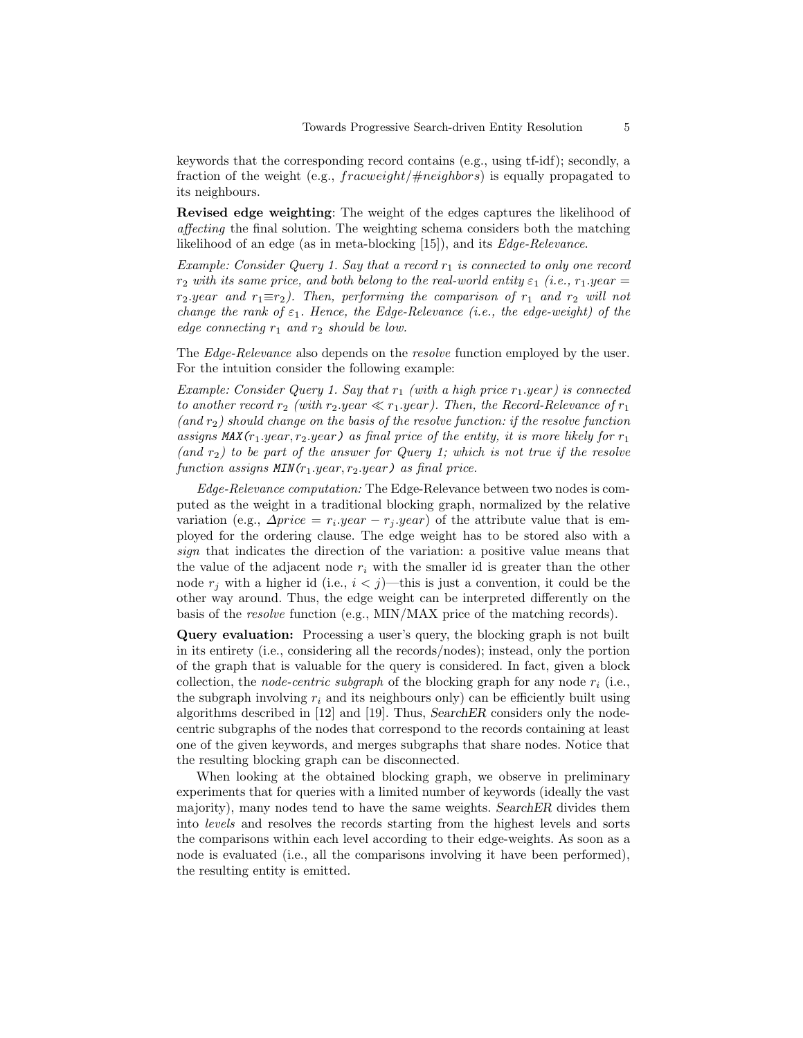keywords that the corresponding record contains (e.g., using tf-idf); secondly, a fraction of the weight (e.g., $fracweight/\#neighbors$) is equally propagated to its neighbours.

**Revised edge weighting**: The weight of the edges captures the likelihood of *affecting* the final solution. The weighting schema considers both the matching likelihood of an edge (as in meta-blocking [15]), and its *Edge-Relevance*.

*Example: Consider Query 1. Say that a record $r_1$ is connected to only one record $r_2$ with its same price, and both belong to the real-world entity $\varepsilon_1$ (i.e., $r_1.year = r_2.year$ and $r_1 \equiv r_2$). Then, performing the comparison of $r_1$ and $r_2$ will not change the rank of $\varepsilon_1$. Hence, the Edge-Relevance (i.e., the edge-weight) of the edge connecting $r_1$ and $r_2$ should be low.*

The *Edge-Relevance* also depends on the *resolve* function employed by the user. For the intuition consider the following example:

*Example: Consider Query 1. Say that $r_1$ (with a high price $r_1.year$) is connected to another record $r_2$ (with $r_2.year \ll r_1.year$). Then, the Record-Relevance of $r_1$ (and $r_2$) should change on the basis of the resolve function: if the resolve function assigns `MAX(`$r_1.year, r_2.year$`)` as final price of the entity, it is more likely for $r_1$ (and $r_2$) to be part of the answer for Query 1; which is not true if the resolve function assigns `MIN(`$r_1.year, r_2.year$`)` as final price.*

*Edge-Relevance computation:* The Edge-Relevance between two nodes is computed as the weight in a traditional blocking graph, normalized by the relative variation (e.g., $\Delta price = r_i.year - r_j.year$) of the attribute value that is employed for the ordering clause. The edge weight has to be stored also with a *sign* that indicates the direction of the variation: a positive value means that the value of the adjacent node $r_i$ with the smaller id is greater than the other node $r_j$ with a higher id (i.e., $i < j$)—this is just a convention, it could be the other way around. Thus, the edge weight can be interpreted differently on the basis of the *resolve* function (e.g., MIN/MAX price of the matching records).

**Query evaluation:** Processing a user's query, the blocking graph is not built in its entirety (i.e., considering all the records/nodes); instead, only the portion of the graph that is valuable for the query is considered. In fact, given a block collection, the *node-centric subgraph* of the blocking graph for any node $r_i$ (i.e., the subgraph involving $r_i$ and its neighbours only) can be efficiently built using algorithms described in [12] and [19]. Thus, *SearchER* considers only the node-centric subgraphs of the nodes that correspond to the records containing at least one of the given keywords, and merges subgraphs that share nodes. Notice that the resulting blocking graph can be disconnected.

When looking at the obtained blocking graph, we observe in preliminary experiments that for queries with a limited number of keywords (ideally the vast majority), many nodes tend to have the same weights. *SearchER* divides them into *levels* and resolves the records starting from the highest levels and sorts the comparisons within each level according to their edge-weights. As soon as a node is evaluated (i.e., all the comparisons involving it have been performed), the resulting entity is emitted.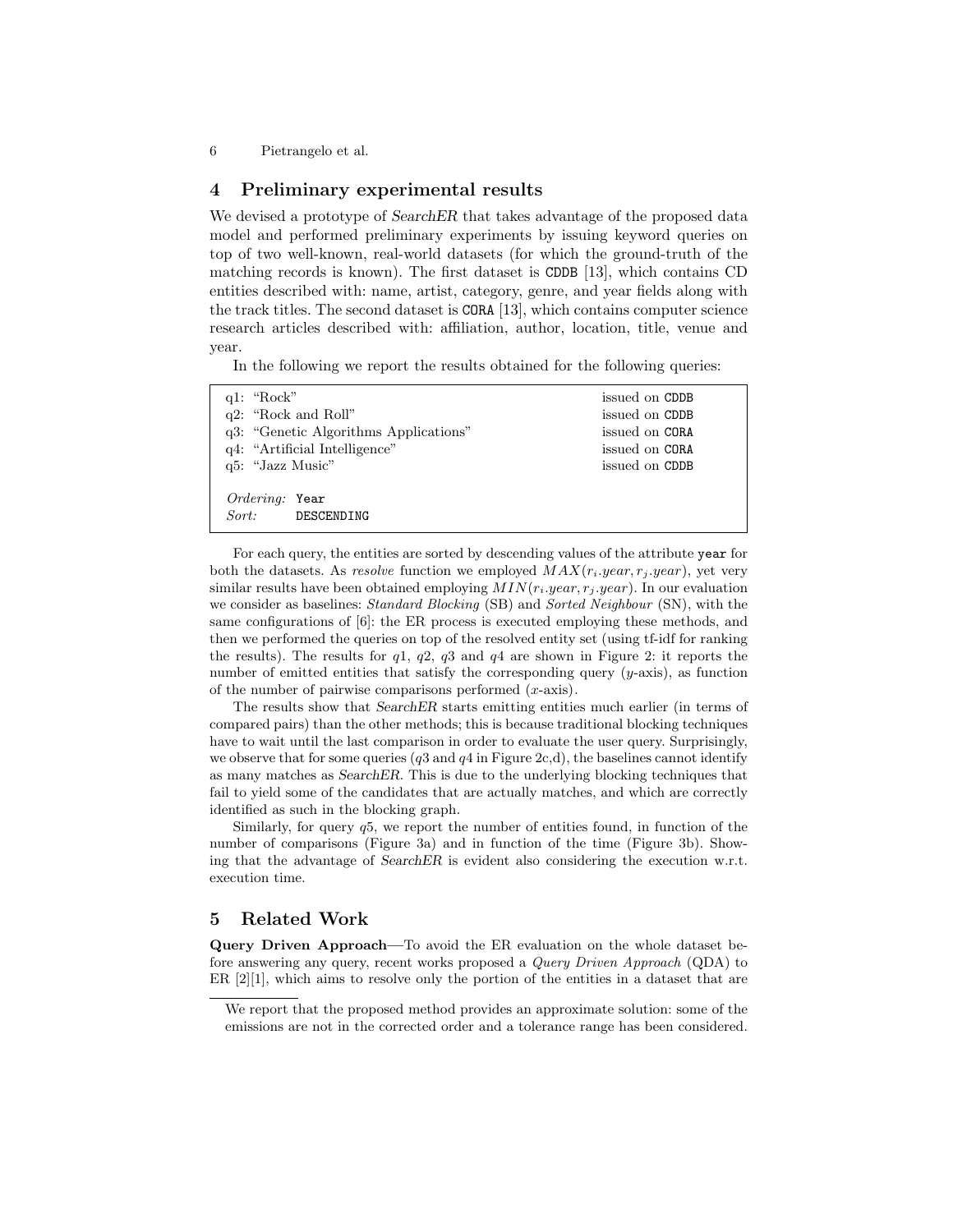## 4 Preliminary experimental results

We devised a prototype of *SearchER* that takes advantage of the proposed data model and performed preliminary experiments by issuing keyword queries on top of two well-known, real-world datasets (for which the ground-truth of the matching records is known). The first dataset is `CDDB` [13], which contains CD entities described with: name, artist, category, genre, and year fields along with the track titles. The second dataset is `CORA` [13], which contains computer science research articles described with: affiliation, author, location, title, venue and year.

In the following we report the results obtained for the following queries:

| | |
|---|---|
| q1: "Rock" | issued on `CDDB` |
| q2: "Rock and Roll" | issued on `CDDB` |
| q3: "Genetic Algorithms Applications" | issued on `CORA` |
| q4: "Artificial Intelligence" | issued on `CORA` |
| q5: "Jazz Music" | issued on `CDDB` |

*Ordering:* `Year`
*Sort:* `DESCENDING`

For each query, the entities are sorted by descending values of the attribute `year` for both the datasets. As *resolve* function we employed $MAX(r_i.year, r_j.year)$, yet very similar results have been obtained employing $MIN(r_i.year, r_j.year)$. In our evaluation we consider as baselines: *Standard Blocking* (SB) and *Sorted Neighbour* (SN), with the same configurations of [6]: the ER process is executed employing these methods, and then we performed the queries on top of the resolved entity set (using tf-idf for ranking the results). The results for $q1$, $q2$, $q3$ and $q4$ are shown in Figure 2: it reports the number of emitted entities that satisfy the corresponding query ($y$-axis), as function of the number of pairwise comparisons performed ($x$-axis).

The results show that *SearchER* starts emitting entities much earlier (in terms of compared pairs) than the other methods; this is because traditional blocking techniques have to wait until the last comparison in order to evaluate the user query. Surprisingly, we observe that for some queries ($q3$ and $q4$ in Figure 2c,d), the baselines cannot identify as many matches as *SearchER*. This is due to the underlying blocking techniques that fail to yield some of the candidates that are actually matches, and which are correctly identified as such in the blocking graph.

Similarly, for query $q5$, we report the number of entities found, in function of the number of comparisons (Figure 3a) and in function of the time (Figure 3b). Showing that the advantage of *SearchER* is evident also considering the execution w.r.t. execution time.

## 5 Related Work

**Query Driven Approach**—To avoid the ER evaluation on the whole dataset before answering any query, recent works proposed a *Query Driven Approach* (QDA) to ER [2][1], which aims to resolve only the portion of the entities in a dataset that are

---

We report that the proposed method provides an approximate solution: some of the emissions are not in the corrected order and a tolerance range has been considered.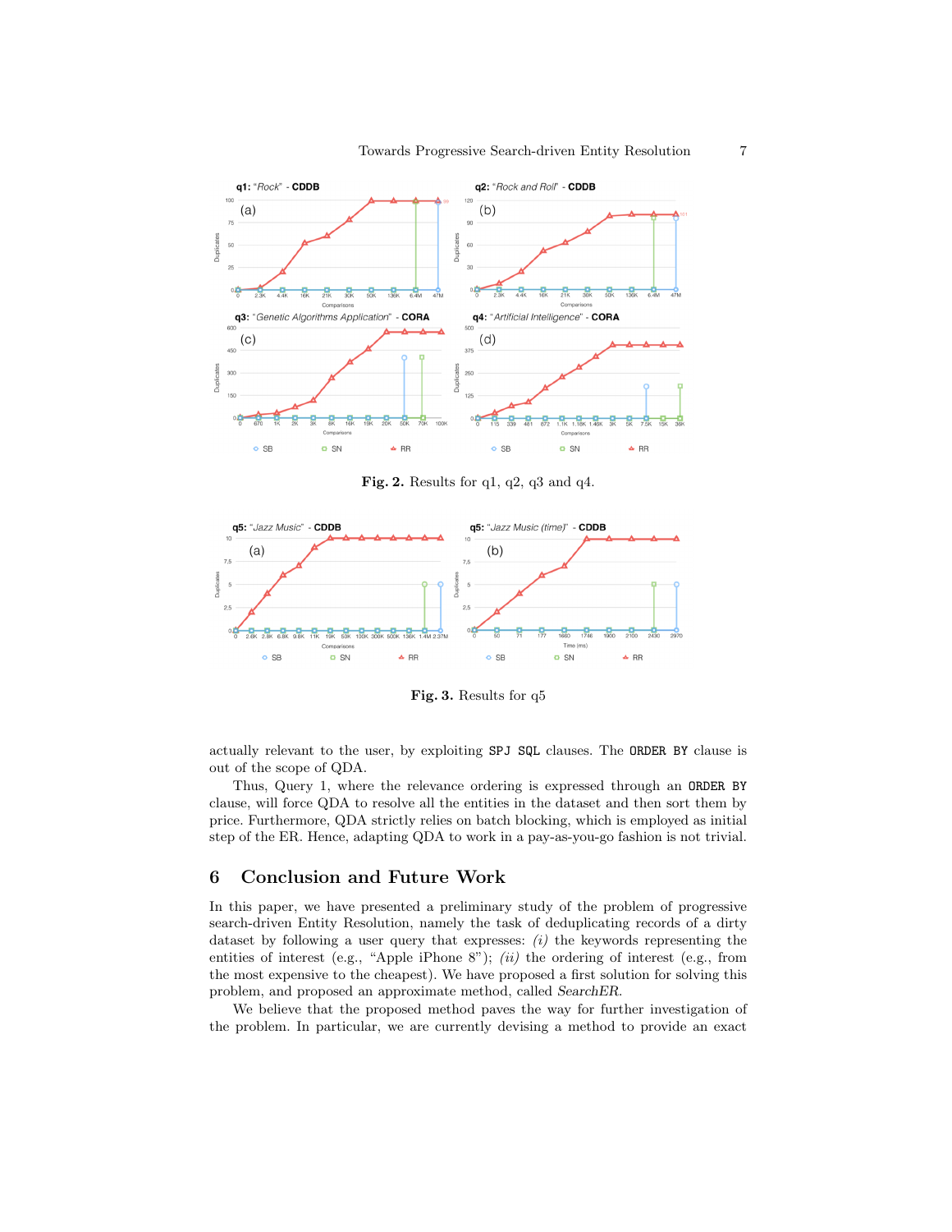Fig. 2. Results for q1, q2, q3 and q4.

Fig. 3. Results for q5

actually relevant to the user, by exploiting SPJ SQL clauses. The ORDER BY clause is out of the scope of QDA.

Thus, Query 1, where the relevance ordering is expressed through an ORDER BY clause, will force QDA to resolve all the entities in the dataset and then sort them by price. Furthermore, QDA strictly relies on batch blocking, which is employed as initial step of the ER. Hence, adapting QDA to work in a pay-as-you-go fashion is not trivial.

## 6 Conclusion and Future Work

In this paper, we have presented a preliminary study of the problem of progressive search-driven Entity Resolution, namely the task of deduplicating records of a dirty dataset by following a user query that expresses: *(i)* the keywords representing the entities of interest (e.g., "Apple iPhone 8"); *(ii)* the ordering of interest (e.g., from the most expensive to the cheapest). We have proposed a first solution for solving this problem, and proposed an approximate method, called *SearchER*.

We believe that the proposed method paves the way for further investigation of the problem. In particular, we are currently devising a method to provide an exact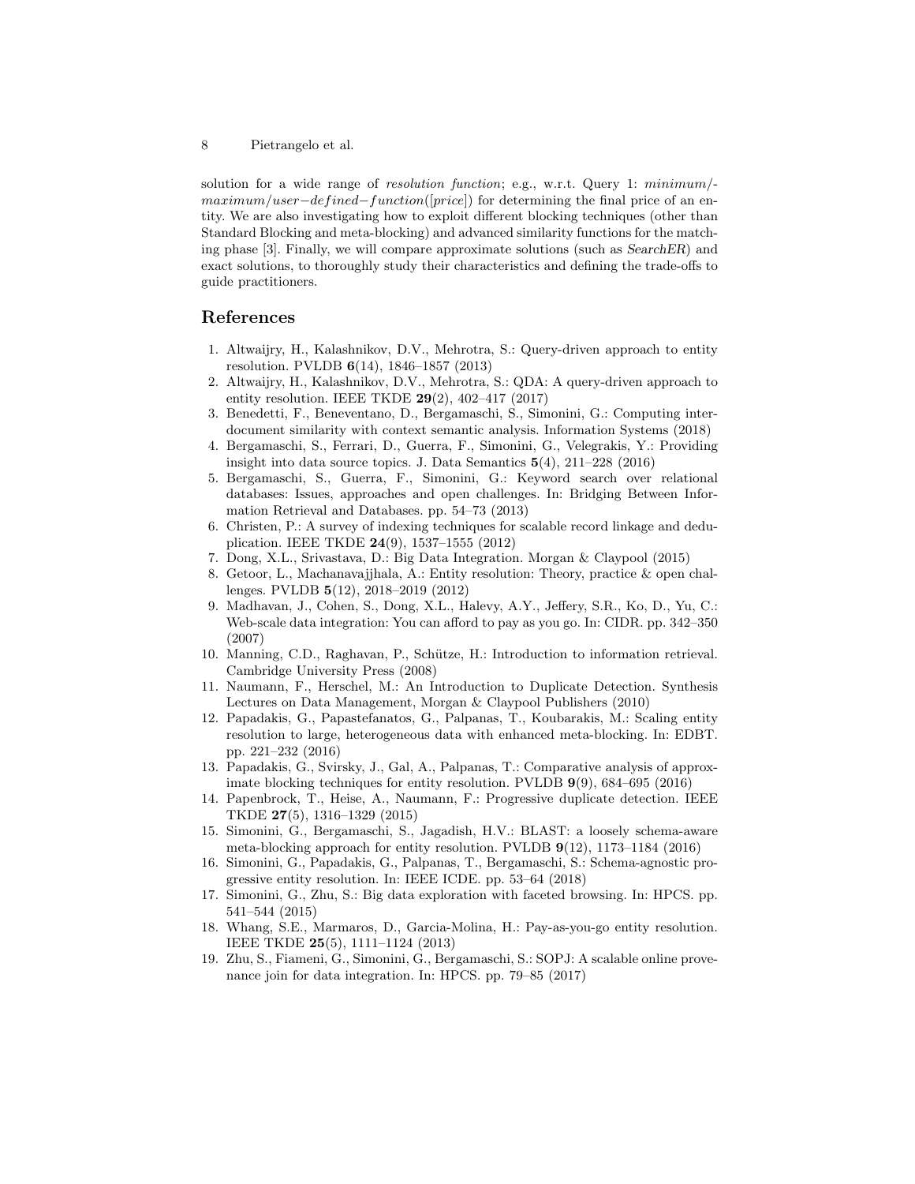solution for a wide range of *resolution function*; e.g., w.r.t. Query 1: $minimum/maximum/user\text{-}defined\text{-}function([price])$ for determining the final price of an entity. We are also investigating how to exploit different blocking techniques (other than Standard Blocking and meta-blocking) and advanced similarity functions for the matching phase [3]. Finally, we will compare approximate solutions (such as *SearchER*) and exact solutions, to thoroughly study their characteristics and defining the trade-offs to guide practitioners.

## References

1. Altwaijry, H., Kalashnikov, D.V., Mehrotra, S.: Query-driven approach to entity resolution. PVLDB **6**(14), 1846–1857 (2013)
2. Altwaijry, H., Kalashnikov, D.V., Mehrotra, S.: QDA: A query-driven approach to entity resolution. IEEE TKDE **29**(2), 402–417 (2017)
3. Benedetti, F., Beneventano, D., Bergamaschi, S., Simonini, G.: Computing inter-document similarity with context semantic analysis. Information Systems (2018)
4. Bergamaschi, S., Ferrari, D., Guerra, F., Simonini, G., Velegrakis, Y.: Providing insight into data source topics. J. Data Semantics **5**(4), 211–228 (2016)
5. Bergamaschi, S., Guerra, F., Simonini, G.: Keyword search over relational databases: Issues, approaches and open challenges. In: Bridging Between Information Retrieval and Databases. pp. 54–73 (2013)
6. Christen, P.: A survey of indexing techniques for scalable record linkage and deduplication. IEEE TKDE **24**(9), 1537–1555 (2012)
7. Dong, X.L., Srivastava, D.: Big Data Integration. Morgan & Claypool (2015)
8. Getoor, L., Machanavajjhala, A.: Entity resolution: Theory, practice & open challenges. PVLDB **5**(12), 2018–2019 (2012)
9. Madhavan, J., Cohen, S., Dong, X.L., Halevy, A.Y., Jeffery, S.R., Ko, D., Yu, C.: Web-scale data integration: You can afford to pay as you go. In: CIDR. pp. 342–350 (2007)
10. Manning, C.D., Raghavan, P., Schütze, H.: Introduction to information retrieval. Cambridge University Press (2008)
11. Naumann, F., Herschel, M.: An Introduction to Duplicate Detection. Synthesis Lectures on Data Management, Morgan & Claypool Publishers (2010)
12. Papadakis, G., Papastefanatos, G., Palpanas, T., Koubarakis, M.: Scaling entity resolution to large, heterogeneous data with enhanced meta-blocking. In: EDBT. pp. 221–232 (2016)
13. Papadakis, G., Svirsky, J., Gal, A., Palpanas, T.: Comparative analysis of approximate blocking techniques for entity resolution. PVLDB **9**(9), 684–695 (2016)
14. Papenbrock, T., Heise, A., Naumann, F.: Progressive duplicate detection. IEEE TKDE **27**(5), 1316–1329 (2015)
15. Simonini, G., Bergamaschi, S., Jagadish, H.V.: BLAST: a loosely schema-aware meta-blocking approach for entity resolution. PVLDB **9**(12), 1173–1184 (2016)
16. Simonini, G., Papadakis, G., Palpanas, T., Bergamaschi, S.: Schema-agnostic progressive entity resolution. In: IEEE ICDE. pp. 53–64 (2018)
17. Simonini, G., Zhu, S.: Big data exploration with faceted browsing. In: HPCS. pp. 541–544 (2015)
18. Whang, S.E., Marmaros, D., Garcia-Molina, H.: Pay-as-you-go entity resolution. IEEE TKDE **25**(5), 1111–1124 (2013)
19. Zhu, S., Fiameni, G., Simonini, G., Bergamaschi, S.: SOPJ: A scalable online provenance join for data integration. In: HPCS. pp. 79–85 (2017)